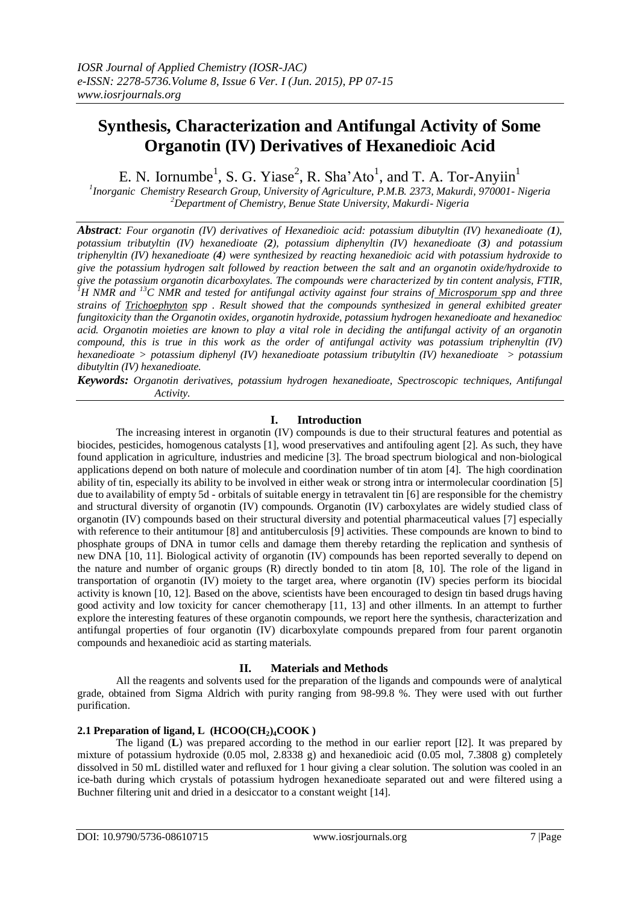# Synthesis, Characterization and Antifungal Activity of Some Organotin (IV) Derivatives of Hexanedioic Acid

E. N. Iornumbe[1], S. G. Yiase[2], R. Sha'Ato[1], and T. A. Tor-Anyiin[1]

[1]*Inorganic Chemistry Research Group, University of Agriculture, P.M.B. 2373, Makurdi, 970001- Nigeria*
[2]*Department of Chemistry, Benue State University, Makurdi- Nigeria*

***Abstract**: Four organotin (IV) derivatives of Hexanedioic acid: potassium dibutyltin (IV) hexanedioate (**1**), potassium tributyltin (IV) hexanedioate (**2**), potassium diphenyltin (IV) hexanedioate (**3**) and potassium triphenyltin (IV) hexanedioate (**4**) were synthesized by reacting hexanedioic acid with potassium hydroxide to give the potassium hydrogen salt followed by reaction between the salt and an organotin oxide/hydroxide to give the potassium organotin dicarboxylates. The compounds were characterized by tin content analysis, FTIR, $^{1}H$ NMR and $^{13}C$ NMR and tested for antifungal activity against four strains of Microsporum spp and three strains of Trichoephyton spp . Result showed that the compounds synthesized in general exhibited greater fungitoxicity than the Organotin oxides, organotin hydroxide, potassium hydrogen hexanedioate and hexanedioc acid. Organotin moieties are known to play a vital role in deciding the antifungal activity of an organotin compound, this is true in this work as the order of antifungal activity was potassium triphenyltin (IV) hexanedioate > potassium diphenyl (IV) hexanedioate potassium tributyltin (IV) hexanedioate > potassium dibutyltin (IV) hexanedioate.*

***Keywords:** Organotin derivatives, potassium hydrogen hexanedioate, Spectroscopic techniques, Antifungal Activity.*

## I. Introduction

The increasing interest in organotin (IV) compounds is due to their structural features and potential as biocides, pesticides, homogenous catalysts [1], wood preservatives and antifouling agent [2]. As such, they have found application in agriculture, industries and medicine [3]. The broad spectrum biological and non-biological applications depend on both nature of molecule and coordination number of tin atom [4]. The high coordination ability of tin, especially its ability to be involved in either weak or strong intra or intermolecular coordination [5] due to availability of empty 5d - orbitals of suitable energy in tetravalent tin [6] are responsible for the chemistry and structural diversity of organotin (IV) compounds. Organotin (IV) carboxylates are widely studied class of organotin (IV) compounds based on their structural diversity and potential pharmaceutical values [7] especially with reference to their antitumour [8] and antituberculosis [9] activities. These compounds are known to bind to phosphate groups of DNA in tumor cells and damage them thereby retarding the replication and synthesis of new DNA [10, 11]. Biological activity of organotin (IV) compounds has been reported severally to depend on the nature and number of organic groups (R) directly bonded to tin atom [8, 10]. The role of the ligand in transportation of organotin (IV) moiety to the target area, where organotin (IV) species perform its biocidal activity is known [10, 12]. Based on the above, scientists have been encouraged to design tin based drugs having good activity and low toxicity for cancer chemotherapy [11, 13] and other illments. In an attempt to further explore the interesting features of these organotin compounds, we report here the synthesis, characterization and antifungal properties of four organotin (IV) dicarboxylate compounds prepared from four parent organotin compounds and hexanedioic acid as starting materials.

## II. Materials and Methods

All the reagents and solvents used for the preparation of the ligands and compounds were of analytical grade, obtained from Sigma Aldrich with purity ranging from 98-99.8 %. They were used with out further purification.

### 2.1 Preparation of ligand, L ($HCOO(CH_2)_4COOK$ )

The ligand (**L**) was prepared according to the method in our earlier report [I2]. It was prepared by mixture of potassium hydroxide (0.05 mol, 2.8338 g) and hexanedioic acid (0.05 mol, 7.3808 g) completely dissolved in 50 mL distilled water and refluxed for 1 hour giving a clear solution. The solution was cooled in an ice-bath during which crystals of potassium hydrogen hexanedioate separated out and were filtered using a Buchner filtering unit and dried in a desiccator to a constant weight [14].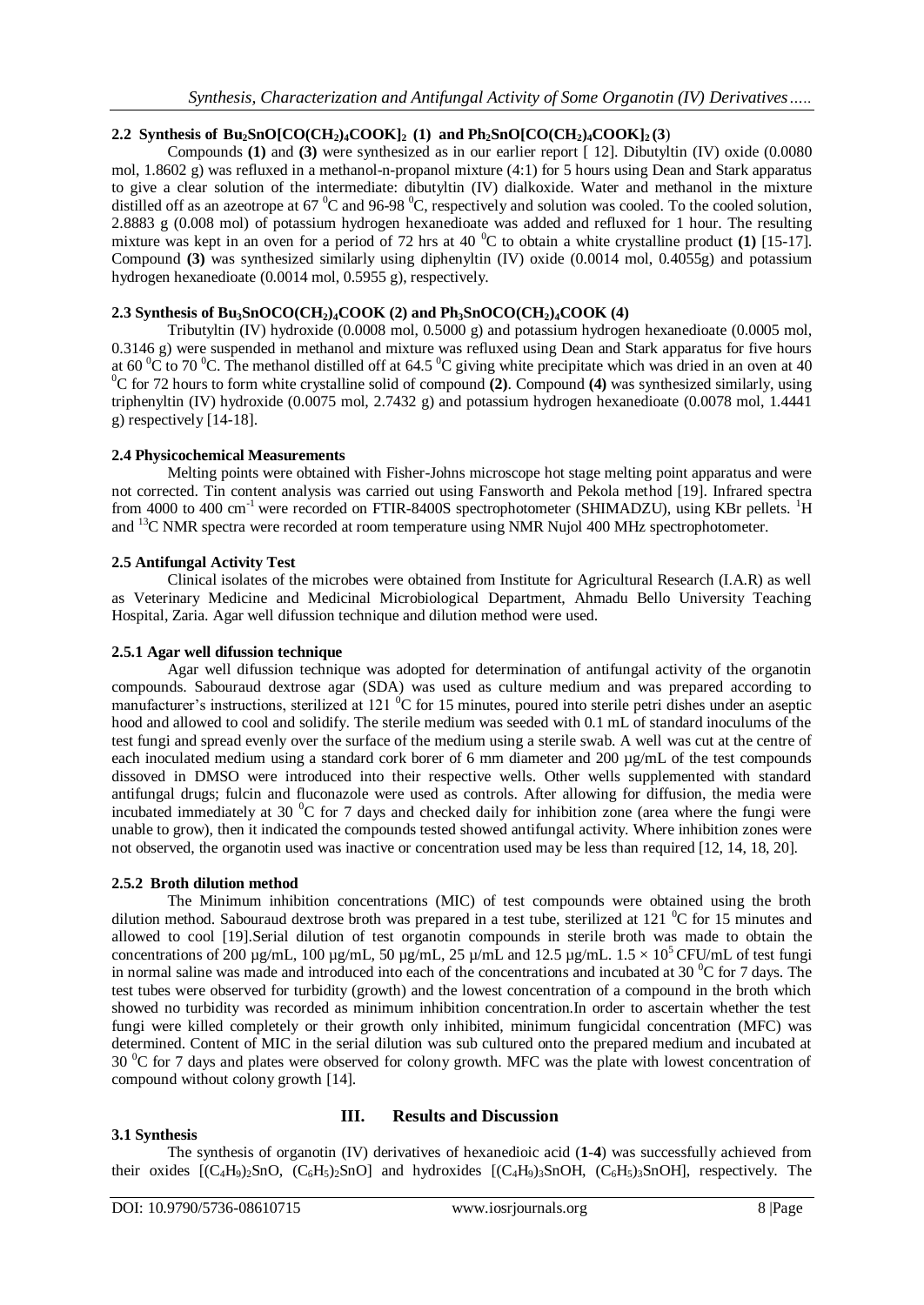### 2.2 Synthesis of $Bu_2SnO[CO(CH_2)_4COOK]_2$ (1) and $Ph_2SnO[CO(CH_2)_4COOK]_2$ (3)

Compounds **(1)** and **(3)** were synthesized as in our earlier report [ 12]. Dibutyltin (IV) oxide (0.0080 mol, 1.8602 g) was refluxed in a methanol-n-propanol mixture (4:1) for 5 hours using Dean and Stark apparatus to give a clear solution of the intermediate: dibutyltin (IV) dialkoxide. Water and methanol in the mixture distilled off as an azeotrope at 67 $^0$C and 96-98 $^0$C, respectively and solution was cooled. To the cooled solution, 2.8883 g (0.008 mol) of potassium hydrogen hexanedioate was added and refluxed for 1 hour. The resulting mixture was kept in an oven for a period of 72 hrs at 40 $^0$C to obtain a white crystalline product **(1)** [15-17]. Compound **(3)** was synthesized similarly using diphenyltin (IV) oxide (0.0014 mol, 0.4055g) and potassium hydrogen hexanedioate (0.0014 mol, 0.5955 g), respectively.

### 2.3 Synthesis of $Bu_3SnOCO(CH_2)_4COOK$ (2) and $Ph_3SnOCO(CH_2)_4COOK$ (4)

Tributyltin (IV) hydroxide (0.0008 mol, 0.5000 g) and potassium hydrogen hexanedioate (0.0005 mol, 0.3146 g) were suspended in methanol and mixture was refluxed using Dean and Stark apparatus for five hours at 60 $^0$C to 70 $^0$C. The methanol distilled off at 64.5 $^0$C giving white precipitate which was dried in an oven at 40 $^0$C for 72 hours to form white crystalline solid of compound **(2)**. Compound **(4)** was synthesized similarly, using triphenyltin (IV) hydroxide (0.0075 mol, 2.7432 g) and potassium hydrogen hexanedioate (0.0078 mol, 1.4441 g) respectively [14-18].

### 2.4 Physicochemical Measurements

Melting points were obtained with Fisher-Johns microscope hot stage melting point apparatus and were not corrected. Tin content analysis was carried out using Fansworth and Pekola method [19]. Infrared spectra from 4000 to 400 cm$^{-1}$ were recorded on FTIR-8400S spectrophotometer (SHIMADZU), using KBr pellets. $^1$H and $^{13}$C NMR spectra were recorded at room temperature using NMR Nujol 400 MHz spectrophotometer.

### 2.5 Antifungal Activity Test

Clinical isolates of the microbes were obtained from Institute for Agricultural Research (I.A.R) as well as Veterinary Medicine and Medicinal Microbiological Department, Ahmadu Bello University Teaching Hospital, Zaria. Agar well difussion technique and dilution method were used.

#### 2.5.1 Agar well difussion technique

Agar well difussion technique was adopted for determination of antifungal activity of the organotin compounds. Sabouraud dextrose agar (SDA) was used as culture medium and was prepared according to manufacturer's instructions, sterilized at 121 $^0$C for 15 minutes, poured into sterile petri dishes under an aseptic hood and allowed to cool and solidify. The sterile medium was seeded with 0.1 mL of standard inoculums of the test fungi and spread evenly over the surface of the medium using a sterile swab. A well was cut at the centre of each inoculated medium using a standard cork borer of 6 mm diameter and 200 µg/mL of the test compounds dissoved in DMSO were introduced into their respective wells. Other wells supplemented with standard antifungal drugs; fulcin and fluconazole were used as controls. After allowing for diffusion, the media were incubated immediately at 30 $^0$C for 7 days and checked daily for inhibition zone (area where the fungi were unable to grow), then it indicated the compounds tested showed antifungal activity. Where inhibition zones were not observed, the organotin used was inactive or concentration used may be less than required [12, 14, 18, 20].

#### 2.5.2 Broth dilution method

The Minimum inhibition concentrations (MIC) of test compounds were obtained using the broth dilution method. Sabouraud dextrose broth was prepared in a test tube, sterilized at 121 $^0$C for 15 minutes and allowed to cool [19].Serial dilution of test organotin compounds in sterile broth was made to obtain the concentrations of 200 µg/mL, 100 µg/mL, 50 µg/mL, 25 µ/mL and 12.5 µg/mL. $1.5 \times 10^5$ CFU/mL of test fungi in normal saline was made and introduced into each of the concentrations and incubated at 30 $^0$C for 7 days. The test tubes were observed for turbidity (growth) and the lowest concentration of a compound in the broth which showed no turbidity was recorded as minimum inhibition concentration.In order to ascertain whether the test fungi were killed completely or their growth only inhibited, minimum fungicidal concentration (MFC) was determined. Content of MIC in the serial dilution was sub cultured onto the prepared medium and incubated at 30 $^0$C for 7 days and plates were observed for colony growth. MFC was the plate with lowest concentration of compound without colony growth [14].

## III. Results and Discussion

### 3.1 Synthesis

The synthesis of organotin (IV) derivatives of hexanedioic acid (**1**-**4**) was successfully achieved from their oxides [$(C_4H_9)_2SnO$, $(C_6H_5)_2SnO$] and hydroxides [$(C_4H_9)_3SnOH$, $(C_6H_5)_3SnOH$], respectively. The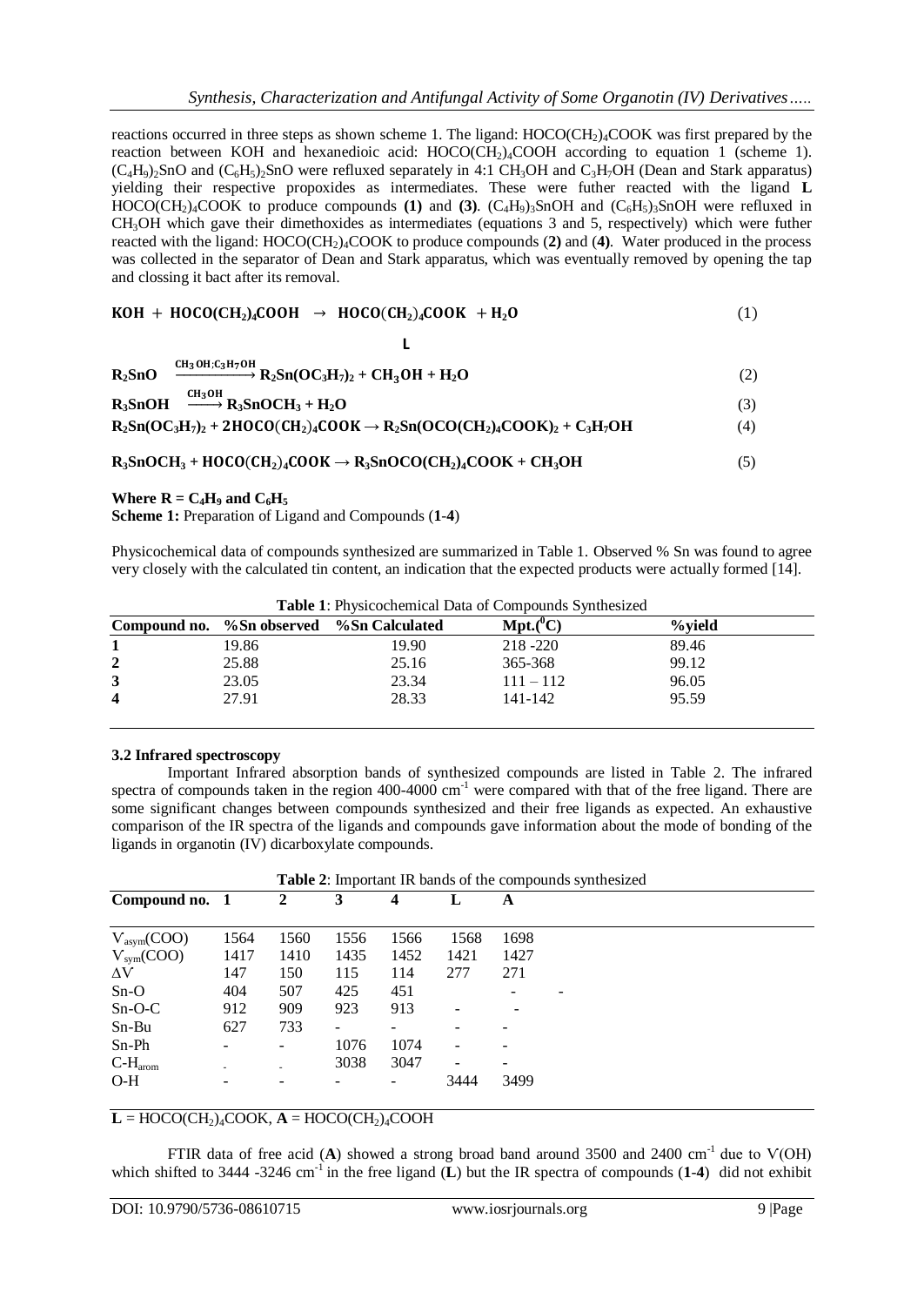reactions occurred in three steps as shown scheme 1. The ligand: $HOCO(CH_2)_4COOK$ was first prepared by the reaction between KOH and hexanedioic acid: $HOCO(CH_2)_4COOH$ according to equation 1 (scheme 1). $(C_4H_9)_2SnO$ and $(C_6H_5)_2SnO$ were refluxed separately in 4:1 $CH_3OH$ and $C_3H_7OH$ (Dean and Stark apparatus) yielding their respective propoxides as intermediates. These were futher reacted with the ligand **L** $HOCO(CH_2)_4COOK$ to produce compounds **(1)** and **(3)**. $(C_4H_9)_3SnOH$ and $(C_6H_5)_3SnOH$ were refluxed in $CH_3OH$ which gave their dimethoxides as intermediates (equations 3 and 5, respectively) which were futher reacted with the ligand: $HOCO(CH_2)_4COOK$ to produce compounds (**2**) and (**4**). Water produced in the process was collected in the separator of Dean and Stark apparatus, which was eventually removed by opening the tap and clossing it bact after its removal.

$$\mathbf{KOH + HOCO(CH_2)_4COOH \rightarrow \underset{L}{HOCO(CH_2)_4COOK} + H_2O} \tag{1}$$

$$\mathbf{R_2SnO \xrightarrow{CH_3OH;C_3H_7OH} R_2Sn(OC_3H_7)_2 + CH_3OH + H_2O} \tag{2}$$

$$\mathbf{R_3SnOH \xrightarrow{CH_3OH} R_3SnOCH_3 + H_2O} \tag{3}$$

$$\mathbf{R_2Sn(OC_3H_7)_2 + 2HOCO(CH_2)_4COOK \rightarrow R_2Sn(OCO(CH_2)_4COOK)_2 + C_3H_7OH} \tag{4}$$

$$\mathbf{R_3SnOCH_3 + HOCO(CH_2)_4COOK \rightarrow R_3SnOCO(CH_2)_4COOK + CH_3OH} \tag{5}$$

**Where R = $C_4H_9$ and $C_6H_5$**

**Scheme 1:** Preparation of Ligand and Compounds (**1**-**4**)

Physicochemical data of compounds synthesized are summarized in Table 1. Observed % Sn was found to agree very closely with the calculated tin content, an indication that the expected products were actually formed [14].

**Table 1**: Physicochemical Data of Compounds Synthesized

| Compound no. | %Sn observed | %Sn Calculated | Mpt.($^0$C) | %yield |
|---|---|---|---|---|
| **1** | 19.86 | 19.90 | 218 -220 | 89.46 |
| **2** | 25.88 | 25.16 | 365-368 | 99.12 |
| **3** | 23.05 | 23.34 | 111 – 112 | 96.05 |
| **4** | 27.91 | 28.33 | 141-142 | 95.59 |

### 3.2 Infrared spectroscopy

Important Infrared absorption bands of synthesized compounds are listed in Table 2. The infrared spectra of compounds taken in the region 400-4000 cm$^{-1}$ were compared with that of the free ligand. There are some significant changes between compounds synthesized and their free ligands as expected. An exhaustive comparison of the IR spectra of the ligands and compounds gave information about the mode of bonding of the ligands in organotin (IV) dicarboxylate compounds.

**Table 2**: Important IR bands of the compounds synthesized

| Compound no. | 1 | 2 | 3 | 4 | L | A |
|---|---|---|---|---|---|---|
| $V_{asym}$(COO) | 1564 | 1560 | 1556 | 1566 | 1568 | 1698 |
| $V_{sym}$(COO) | 1417 | 1410 | 1435 | 1452 | 1421 | 1427 |
| ΔV | 147 | 150 | 115 | 114 | 277 | 271 |
| Sn-O | 404 | 507 | 425 | 451 | | - |
| Sn-O-C | 912 | 909 | 923 | 913 | - | - |
| Sn-Bu | 627 | 733 | - | - | - | - |
| Sn-Ph | - | - | 1076 | 1074 | - | - |
| C-H$_{arom}$ | - | - | 3038 | 3047 | - | - |
| O-H | - | - | - | - | 3444 | 3499 |

**L** = $HOCO(CH_2)_4COOK$, **A** = $HOCO(CH_2)_4COOH$

FTIR data of free acid (**A**) showed a strong broad band around 3500 and 2400 cm$^{-1}$ due to V(OH) which shifted to 3444 -3246 cm$^{-1}$ in the free ligand (**L**) but the IR spectra of compounds (**1**-**4**) did not exhibit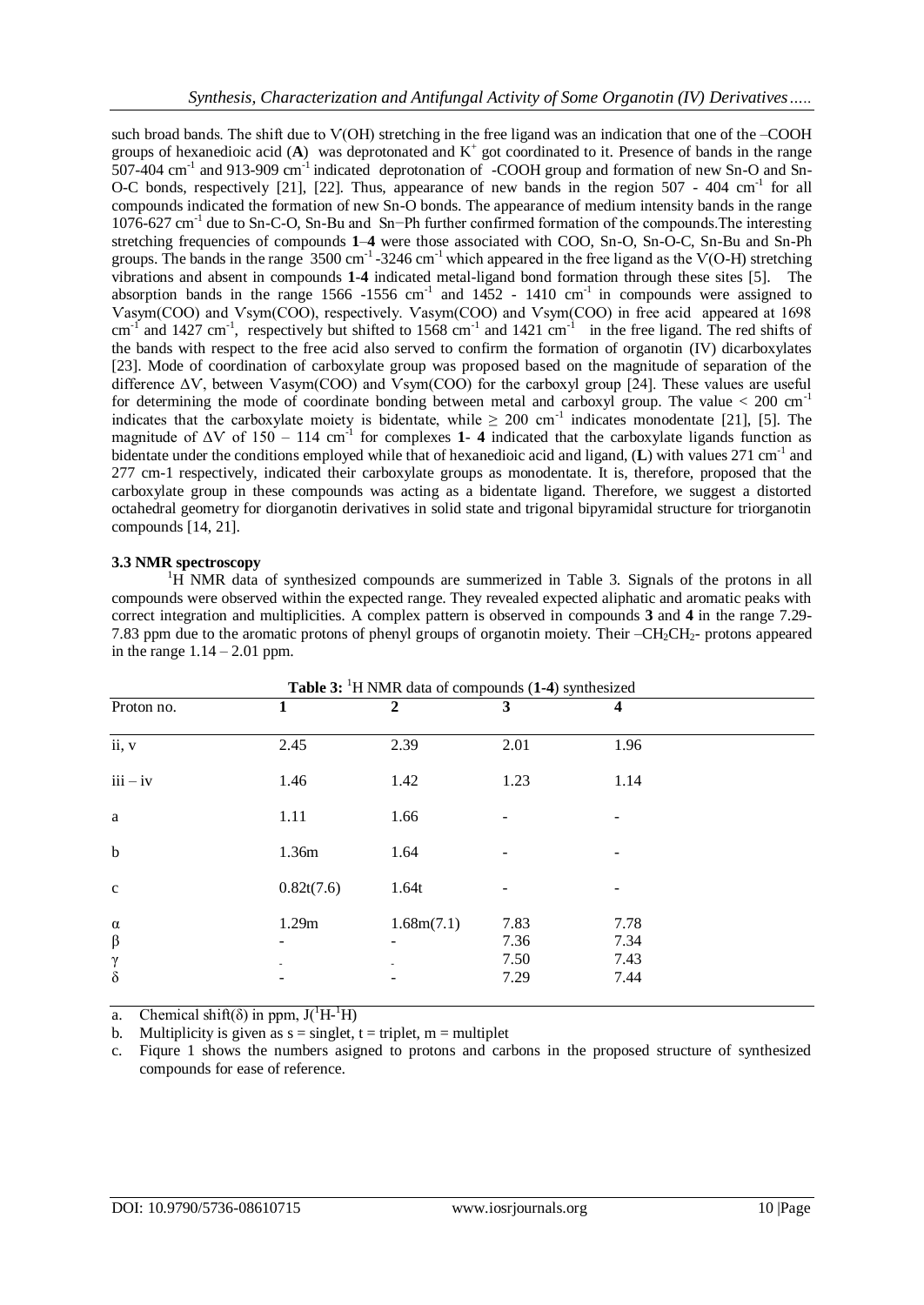such broad bands. The shift due to V(OH) stretching in the free ligand was an indication that one of the –COOH groups of hexanedioic acid (**A**) was deprotonated and $K^+$ got coordinated to it. Presence of bands in the range 507-404 $cm^{-1}$ and 913-909 $cm^{-1}$ indicated deprotonation of -COOH group and formation of new Sn-O and Sn-O-C bonds, respectively [21], [22]. Thus, appearance of new bands in the region 507 - 404 $cm^{-1}$ for all compounds indicated the formation of new Sn-O bonds. The appearance of medium intensity bands in the range 1076-627 $cm^{-1}$ due to Sn-C-O, Sn-Bu and Sn−Ph further confirmed formation of the compounds.The interesting stretching frequencies of compounds **1**–**4** were those associated with COO, Sn-O, Sn-O-C, Sn-Bu and Sn-Ph groups. The bands in the range 3500 $cm^{-1}$ -3246 $cm^{-1}$ which appeared in the free ligand as the V(O-H) stretching vibrations and absent in compounds **1-4** indicated metal-ligand bond formation through these sites [5]. The absorption bands in the range 1566 -1556 $cm^{-1}$ and 1452 - 1410 $cm^{-1}$ in compounds were assigned to Vasym(COO) and Vsym(COO), respectively. Vasym(COO) and Vsym(COO) in free acid appeared at 1698 $cm^{-1}$ and 1427 $cm^{-1}$, respectively but shifted to 1568 $cm^{-1}$ and 1421 $cm^{-1}$ in the free ligand. The red shifts of the bands with respect to the free acid also served to confirm the formation of organotin (IV) dicarboxylates [23]. Mode of coordination of carboxylate group was proposed based on the magnitude of separation of the difference ΔV, between Vasym(COO) and Vsym(COO) for the carboxyl group [24]. These values are useful for determining the mode of coordinate bonding between metal and carboxyl group. The value < 200 $cm^{-1}$ indicates that the carboxylate moiety is bidentate, while ≥ 200 $cm^{-1}$ indicates monodentate [21], [5]. The magnitude of ΔV of 150 – 114 $cm^{-1}$ for complexes **1**- **4** indicated that the carboxylate ligands function as bidentate under the conditions employed while that of hexanedioic acid and ligand, (**L**) with values 271 $cm^{-1}$ and 277 cm-1 respectively, indicated their carboxylate groups as monodentate. It is, therefore, proposed that the carboxylate group in these compounds was acting as a bidentate ligand. Therefore, we suggest a distorted octahedral geometry for diorganotin derivatives in solid state and trigonal bipyramidal structure for triorganotin compounds [14, 21].

### 3.3 NMR spectroscopy

$^1$H NMR data of synthesized compounds are summerized in Table 3. Signals of the protons in all compounds were observed within the expected range. They revealed expected aliphatic and aromatic peaks with correct integration and multiplicities. A complex pattern is observed in compounds **3** and **4** in the range 7.29-7.83 ppm due to the aromatic protons of phenyl groups of organotin moiety. Their $–CH_2CH_2–$ protons appeared in the range 1.14 – 2.01 ppm.

**Table 3:** $^1$H NMR data of compounds (**1-4**) synthesized

| Proton no. | 1 | 2 | 3 | 4 |
|---|---|---|---|---|
| ii, v | 2.45 | 2.39 | 2.01 | 1.96 |
| iii – iv | 1.46 | 1.42 | 1.23 | 1.14 |
| a | 1.11 | 1.66 | - | - |
| b | 1.36m | 1.64 | - | - |
| c | 0.82t(7.6) | 1.64t | - | - |
| α | 1.29m | 1.68m(7.1) | 7.83 | 7.78 |
| β | - | - | 7.36 | 7.34 |
| γ | - | - | 7.50 | 7.43 |
| δ | - | - | 7.29 | 7.44 |

a. Chemical shift(δ) in ppm, $J(^1H-^1H)$

b. Multiplicity is given as s = singlet, t = triplet, m = multiplet

c. Fiqure 1 shows the numbers asigned to protons and carbons in the proposed structure of synthesized compounds for ease of reference.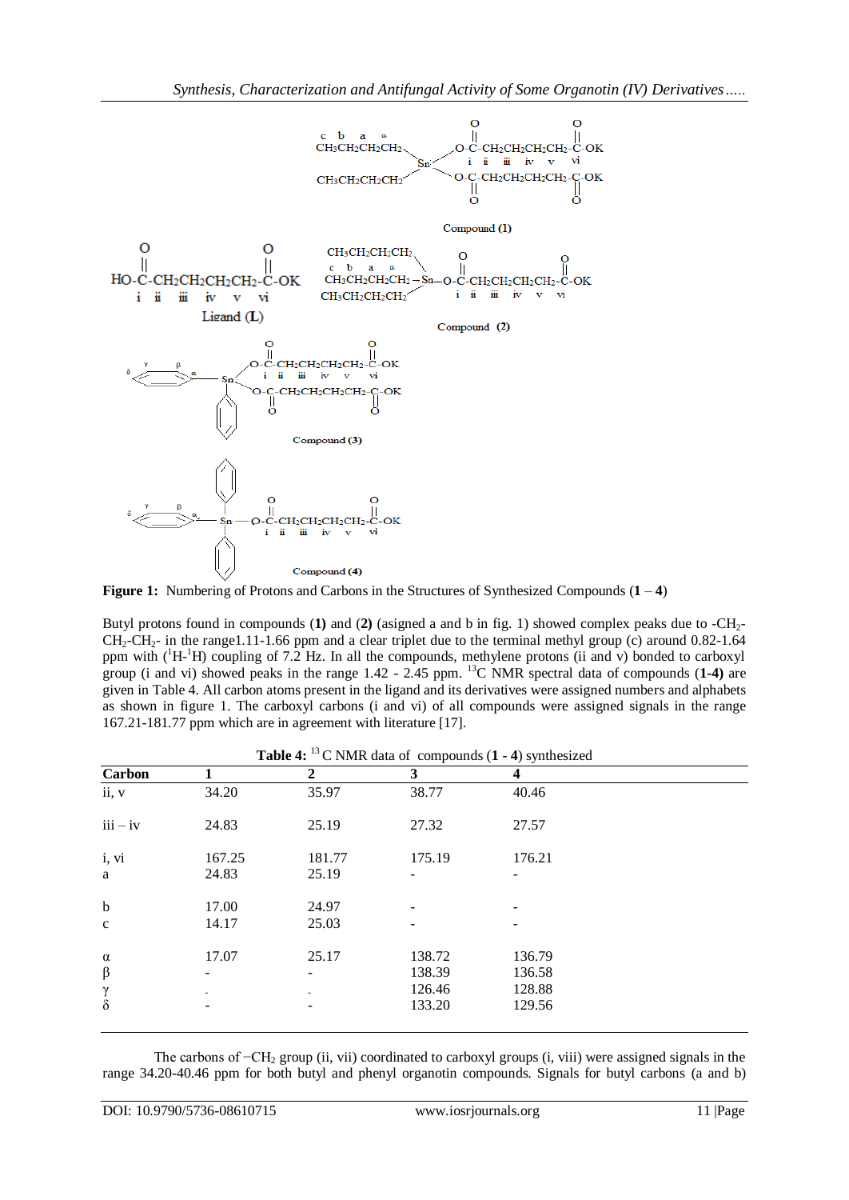**Figure 1:** Numbering of Protons and Carbons in the Structures of Synthesized Compounds (**1** – **4**)

Butyl protons found in compounds (**1**) and (**2**) (assigned a and b in fig. 1) showed complex peaks due to $-CH_2-CH_2-CH_2-$ in the range1.11-1.66 ppm and a clear triplet due to the terminal methyl group (c) around 0.82-1.64 ppm with ($^1H$-$^1H$) coupling of 7.2 Hz. In all the compounds, methylene protons (ii and v) bonded to carboxyl group (i and vi) showed peaks in the range 1.42 - 2.45 ppm. $^{13}C$ NMR spectral data of compounds (**1-4)** are given in Table 4. All carbon atoms present in the ligand and its derivatives were assigned numbers and alphabets as shown in figure 1. The carboxyl carbons (i and vi) of all compounds were assigned signals in the range 167.21-181.77 ppm which are in agreement with literature [17].

**Table 4:** $^{13}C$ NMR data of compounds (**1 - 4**) synthesized

| Carbon | 1 | 2 | 3 | 4 |
|---|---|---|---|---|
| ii, v | 34.20 | 35.97 | 38.77 | 40.46 |
| iii – iv | 24.83 | 25.19 | 27.32 | 27.57 |
| i, vi | 167.25 | 181.77 | 175.19 | 176.21 |
| a | 24.83 | 25.19 | - | - |
| b | 17.00 | 24.97 | - | - |
| c | 14.17 | 25.03 | - | - |
| α | 17.07 | 25.17 | 138.72 | 136.79 |
| β | - | - | 138.39 | 136.58 |
| γ | - | - | 126.46 | 128.88 |
| δ | - | - | 133.20 | 129.56 |

The carbons of $-CH_2$ group (ii, vii) coordinated to carboxyl groups (i, viii) were assigned signals in the range 34.20-40.46 ppm for both butyl and phenyl organotin compounds. Signals for butyl carbons (a and b)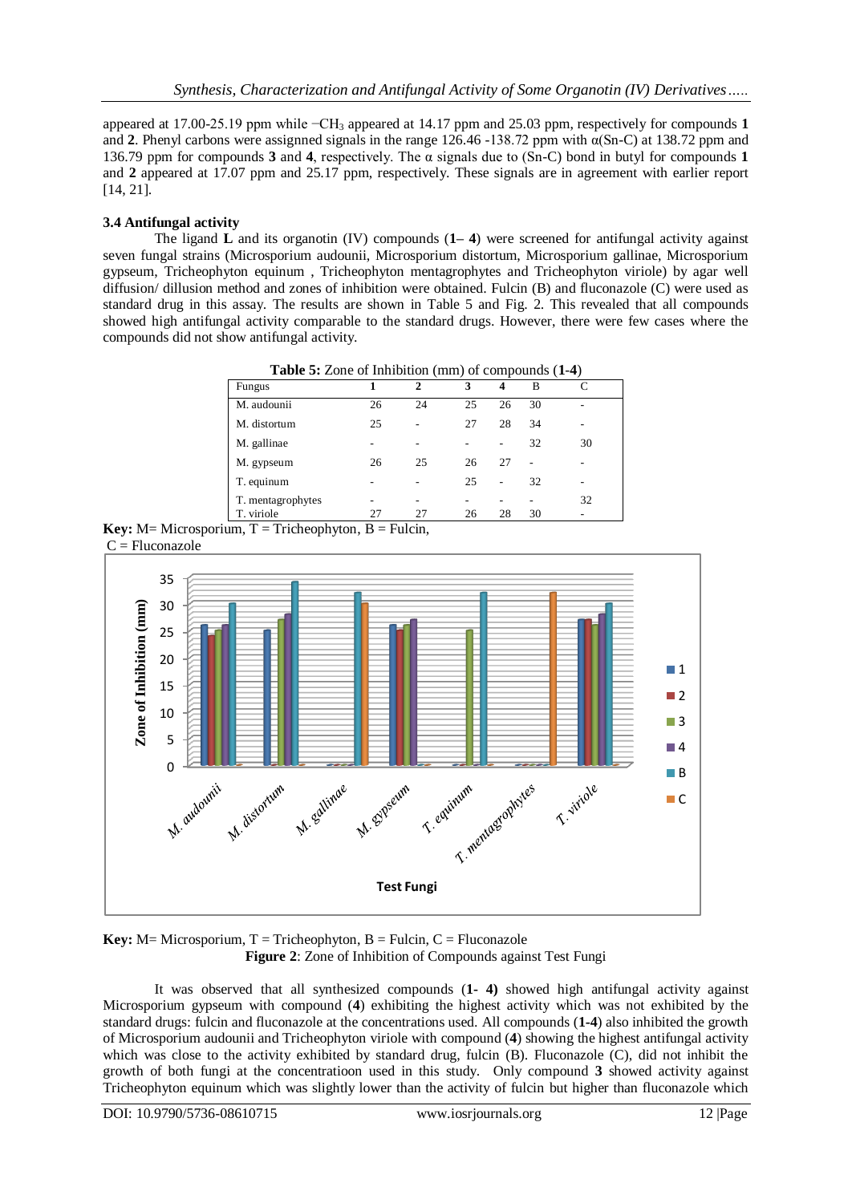appeared at 17.00-25.19 ppm while $-CH_3$ appeared at 14.17 ppm and 25.03 ppm, respectively for compounds **1** and **2**. Phenyl carbons were assignned signals in the range 126.46 -138.72 ppm with α(Sn-C) at 138.72 ppm and 136.79 ppm for compounds **3** and **4**, respectively. The α signals due to (Sn-C) bond in butyl for compounds **1** and **2** appeared at 17.07 ppm and 25.17 ppm, respectively. These signals are in agreement with earlier report [14, 21].

### 3.4 Antifungal activity

The ligand **L** and its organotin (IV) compounds (**1– 4**) were screened for antifungal activity against seven fungal strains (Microsporium audounii, Microsporium distortum, Microsporium gallinae, Microsporium gypseum, Tricheophyton equinum , Tricheophyton mentagrophytes and Tricheophyton viriole) by agar well diffusion/ dillusion method and zones of inhibition were obtained. Fulcin (B) and fluconazole (C) were used as standard drug in this assay. The results are shown in Table 5 and Fig. 2. This revealed that all compounds showed high antifungal activity comparable to the standard drugs. However, there were few cases where the compounds did not show antifungal activity.

**Table 5:** Zone of Inhibition (mm) of compounds (**1-4**)

| Fungus | 1 | 2 | 3 | 4 | B | C |
|---|---|---|---|---|---|---|
| M. audounii | 26 | 24 | 25 | 26 | 30 | - |
| M. distortum | 25 | - | 27 | 28 | 34 | - |
| M. gallinae | - | - | - | - | 32 | 30 |
| M. gypseum | 26 | 25 | 26 | 27 | - | - |
| T. equinum | - | - | 25 | - | 32 | - |
| T. mentagrophytes | - | - | - | - | - | 32 |
| T. viriole | 27 | 27 | 26 | 28 | 30 | - |

**Key:** M= Microsporium, T = Tricheophyton, B = Fulcin, C = Fluconazole

**Key:** M= Microsporium, T = Tricheophyton, B = Fulcin, C = Fluconazole

**Figure 2**: Zone of Inhibition of Compounds against Test Fungi

It was observed that all synthesized compounds (**1- 4)** showed high antifungal activity against Microsporium gypseum with compound (**4**) exhibiting the highest activity which was not exhibited by the standard drugs: fulcin and fluconazole at the concentrations used. All compounds (**1-4**) also inhibited the growth of Microsporium audounii and Tricheophyton viriole with compound (**4**) showing the highest antifungal activity which was close to the activity exhibited by standard drug, fulcin (B). Fluconazole (C), did not inhibit the growth of both fungi at the concentratioon used in this study. Only compound **3** showed activity against Tricheophyton equinum which was slightly lower than the activity of fulcin but higher than fluconazole which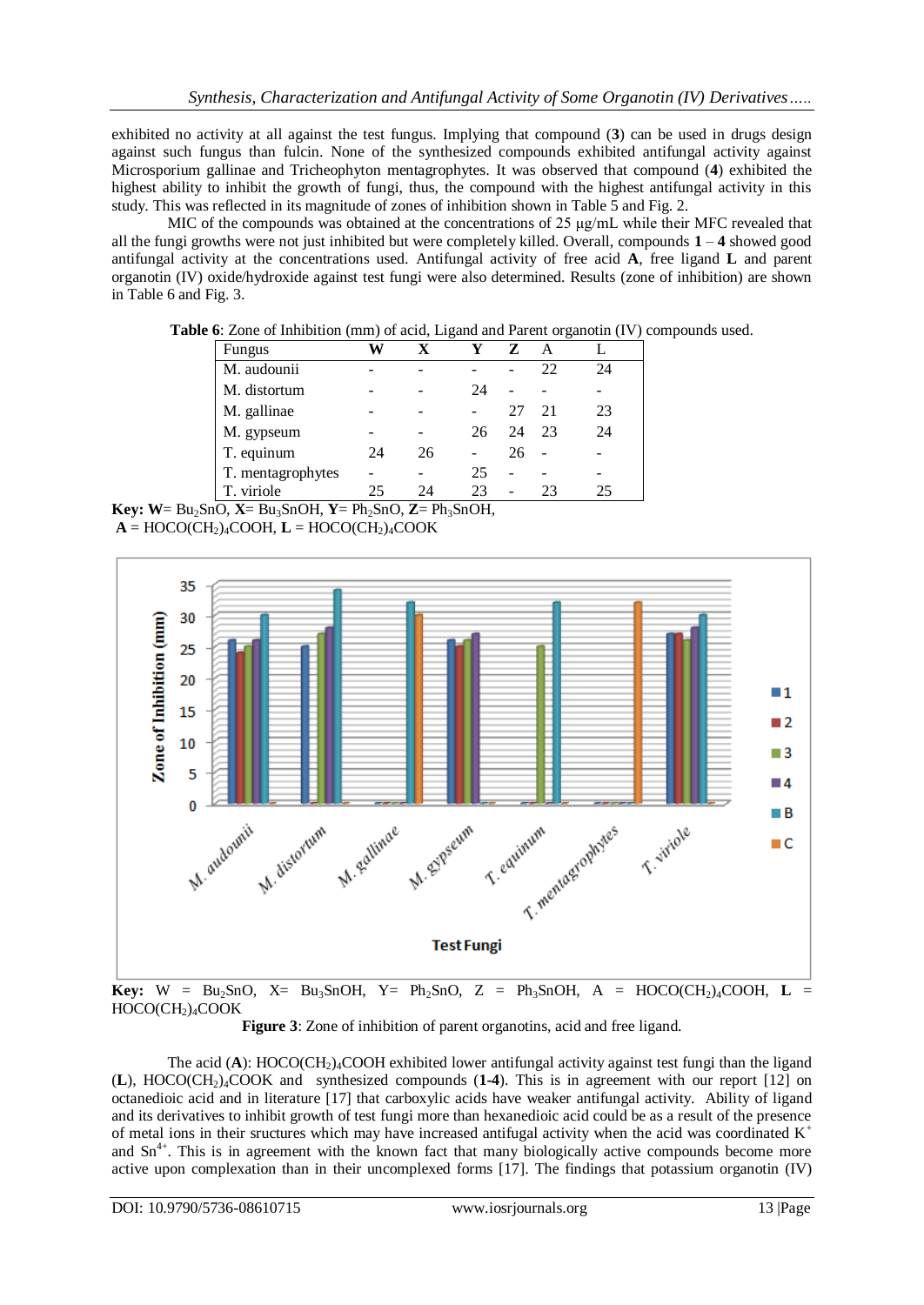exhibited no activity at all against the test fungus. Implying that compound (**3**) can be used in drugs design against such fungus than fulcin. None of the synthesized compounds exhibited antifungal activity against Microsporium gallinae and Tricheophyton mentagrophytes. It was observed that compound (**4**) exhibited the highest ability to inhibit the growth of fungi, thus, the compound with the highest antifungal activity in this study. This was reflected in its magnitude of zones of inhibition shown in Table 5 and Fig. 2.

MIC of the compounds was obtained at the concentrations of 25 µg/mL while their MFC revealed that all the fungi growths were not just inhibited but were completely killed. Overall, compounds **1** – **4** showed good antifungal activity at the concentrations used. Antifungal activity of free acid **A**, free ligand **L** and parent organotin (IV) oxide/hydroxide against test fungi were also determined. Results (zone of inhibition) are shown in Table 6 and Fig. 3.

**Table 6**: Zone of Inhibition (mm) of acid, Ligand and Parent organotin (IV) compounds used.

| Fungus | W | X | Y | Z | A | L |
|---|---|---|---|---|---|---|
| M. audounii | - | - | - | - | 22 | 24 |
| M. distortum | - | - | 24 | - | - | - |
| M. gallinae | - | - | - | 27 | 21 | 23 |
| M. gypseum | - | - | 26 | 24 | 23 | 24 |
| T. equinum | 24 | 26 | - | 26 | - | - |
| T. mentagrophytes | - | - | 25 | - | - | - |
| T. viriole | 25 | 24 | 23 | - | 23 | 25 |

**Key: W**= $Bu_2SnO$, **X**= $Bu_3SnOH$, **Y**= $Ph_2SnO$, **Z**= $Ph_3SnOH$, **A** = $HOCO(CH_2)_4COOH$, **L** = $HOCO(CH_2)_4COOK$

**Key:** W = $Bu_2SnO$, X= $Bu_3SnOH$, Y= $Ph_2SnO$, Z = $Ph_3SnOH$, A = $HOCO(CH_2)_4COOH$, **L** = $HOCO(CH_2)_4COOK$

**Figure 3**: Zone of inhibition of parent organotins, acid and free ligand.

The acid (**A**): $HOCO(CH_2)_4COOH$ exhibited lower antifungal activity against test fungi than the ligand (**L**), $HOCO(CH_2)_4COOK$ and synthesized compounds (**1**-**4**). This is in agreement with our report [12] on octanedioic acid and in literature [17] that carboxylic acids have weaker antifungal activity. Ability of ligand and its derivatives to inhibit growth of test fungi more than hexanedioic acid could be as a result of the presence of metal ions in their sructures which may have increased antifugal activity when the acid was coordinated $K^+$ and $Sn^{4+}$. This is in agreement with the known fact that many biologically active compounds become more active upon complexation than in their uncomplexed forms [17]. The findings that potassium organotin (IV)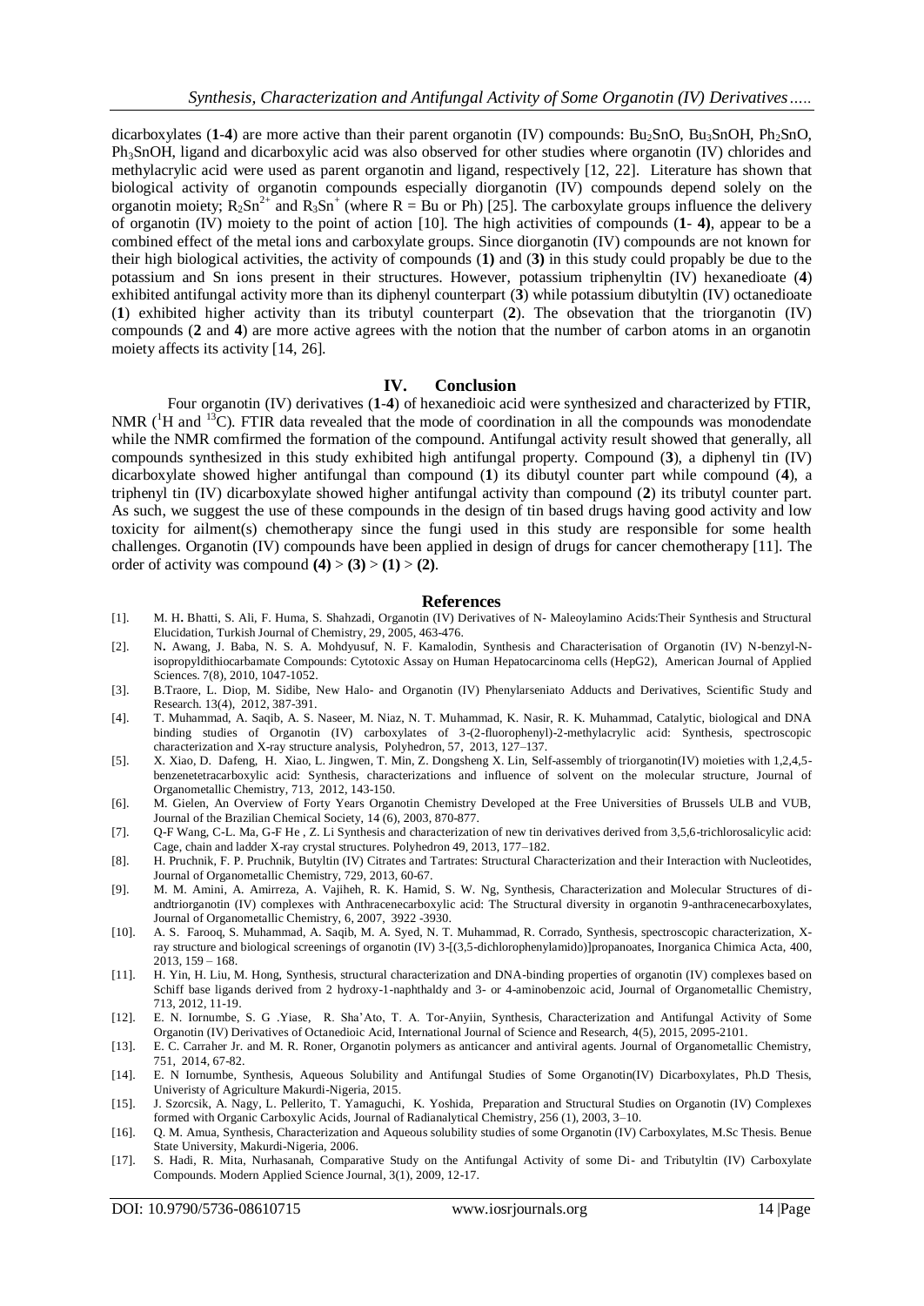dicarboxylates (**1**-**4**) are more active than their parent organotin (IV) compounds: $Bu_2SnO$, $Bu_3SnOH$, $Ph_2SnO$, $Ph_3SnOH$, ligand and dicarboxylic acid was also observed for other studies where organotin (IV) chlorides and methylacrylic acid were used as parent organotin and ligand, respectively [12, 22]. Literature has shown that biological activity of organotin compounds especially diorganotin (IV) compounds depend solely on the organotin moiety; $R_2Sn^{2+}$ and $R_3Sn^{+}$ (where R = Bu or Ph) [25]. The carboxylate groups influence the delivery of organotin (IV) moiety to the point of action [10]. The high activities of compounds (**1**- **4**), appear to be a combined effect of the metal ions and carboxylate groups. Since diorganotin (IV) compounds are not known for their high biological activities, the activity of compounds (**1**) and (**3**) in this study could propably be due to the potassium and Sn ions present in their structures. However, potassium triphenyltin (IV) hexanedioate (**4**) exhibited antifungal activity more than its diphenyl counterpart (**3**) while potassium dibutyltin (IV) octanedioate (**1**) exhibited higher activity than its tributyl counterpart (**2**). The obsevation that the triorganotin (IV) compounds (**2** and **4**) are more active agrees with the notion that the number of carbon atoms in an organotin moiety affects its activity [14, 26].

## IV. Conclusion

Four organotin (IV) derivatives (**1**-**4**) of hexanedioic acid were synthesized and characterized by FTIR, NMR ($^{1}$H and $^{13}$C). FTIR data revealed that the mode of coordination in all the compounds was monodendate while the NMR comfirmed the formation of the compound. Antifungal activity result showed that generally, all compounds synthesized in this study exhibited high antifungal property. Compound (**3**), a diphenyl tin (IV) dicarboxylate showed higher antifungal than compound (**1**) its dibutyl counter part while compound (**4**), a triphenyl tin (IV) dicarboxylate showed higher antifungal activity than compound (**2**) its tributyl counter part. As such, we suggest the use of these compounds in the design of tin based drugs having good activity and low toxicity for ailment(s) chemotherapy since the fungi used in this study are responsible for some health challenges. Organotin (IV) compounds have been applied in design of drugs for cancer chemotherapy [11]. The order of activity was compound **(4)** > **(3)** > **(1)** > **(2)**.

## References

[1]. M. H**.** Bhatti, S. Ali, F. Huma, S. Shahzadi, Organotin (IV) Derivatives of N- Maleoylamino Acids:Their Synthesis and Structural Elucidation, Turkish Journal of Chemistry, 29, 2005, 463-476.

[2]. N**.** Awang, J. Baba, N. S. A. Mohdyusuf, N. F. Kamalodin, Synthesis and Characterisation of Organotin (IV) N-benzyl-N-isopropyldithiocarbamate Compounds: Cytotoxic Assay on Human Hepatocarcinoma cells (HepG2), American Journal of Applied Sciences. 7(8), 2010, 1047-1052.

[3]. B.Traore, L. Diop, M. Sidibe, New Halo- and Organotin (IV) Phenylarseniato Adducts and Derivatives, Scientific Study and Research. 13(4), 2012, 387-391.

[4]. T. Muhammad, A. Saqib, A. S. Naseer, M. Niaz, N. T. Muhammad, K. Nasir, R. K. Muhammad, Catalytic, biological and DNA binding studies of Organotin (IV) carboxylates of 3-(2-fluorophenyl)-2-methylacrylic acid: Synthesis, spectroscopic characterization and X-ray structure analysis, Polyhedron, 57, 2013, 127–137.

[5]. X. Xiao, D. Dafeng, H. Xiao, L. Jingwen, T. Min, Z. Dongsheng X. Lin, Self-assembly of triorganotin(IV) moieties with 1,2,4,5-benzenetetracarboxylic acid: Synthesis, characterizations and influence of solvent on the molecular structure, Journal of Organometallic Chemistry, 713, 2012, 143-150.

[6]. M. Gielen, An Overview of Forty Years Organotin Chemistry Developed at the Free Universities of Brussels ULB and VUB, Journal of the Brazilian Chemical Society, 14 (6), 2003, 870-877.

[7]. Q-F Wang, C-L. Ma, G-F He , Z. Li Synthesis and characterization of new tin derivatives derived from 3,5,6-trichlorosalicylic acid: Cage, chain and ladder X-ray crystal structures. Polyhedron 49, 2013, 177–182.

[8]. H. Pruchnik, F. P. Pruchnik, Butyltin (IV) Citrates and Tartrates: Structural Characterization and their Interaction with Nucleotides, Journal of Organometallic Chemistry, 729, 2013, 60-67.

[9]. M. M. Amini, A. Amirreza, A. Vajiheh, R. K. Hamid, S. W. Ng, Synthesis, Characterization and Molecular Structures of di-andtriorganotin (IV) complexes with Anthracenecarboxylic acid: The Structural diversity in organotin 9-anthracenecarboxylates, Journal of Organometallic Chemistry, 6, 2007, 3922 -3930.

[10]. A. S. Farooq, S. Muhammad, A. Saqib, M. A. Syed, N. T. Muhammad, R. Corrado, Synthesis, spectroscopic characterization, X-ray structure and biological screenings of organotin (IV) 3-[(3,5-dichlorophenylamido)]propanoates, Inorganica Chimica Acta, 400, 2013, 159 – 168.

[11]. H. Yin, H. Liu, M. Hong, Synthesis, structural characterization and DNA-binding properties of organotin (IV) complexes based on Schiff base ligands derived from 2 hydroxy-1-naphthaldy and 3- or 4-aminobenzoic acid, Journal of Organometallic Chemistry, 713, 2012, 11-19.

[12]. E. N. Iornumbe, S. G .Yiase, R. Sha'Ato, T. A. Tor-Anyiin, Synthesis, Characterization and Antifungal Activity of Some Organotin (IV) Derivatives of Octanedioic Acid, International Journal of Science and Research, 4(5), 2015, 2095-2101.

[13]. E. C. Carraher Jr. and M. R. Roner, Organotin polymers as anticancer and antiviral agents. Journal of Organometallic Chemistry, 751, 2014, 67-82.

[14]. E. N Iornumbe, Synthesis, Aqueous Solubility and Antifungal Studies of Some Organotin(IV) Dicarboxylates, Ph.D Thesis, Univeristy of Agriculture Makurdi-Nigeria, 2015.

[15]. J. Szorcsik, A. Nagy, L. Pellerito, T. Yamaguchi, K. Yoshida, Preparation and Structural Studies on Organotin (IV) Complexes formed with Organic Carboxylic Acids, Journal of Radianalytical Chemistry, 256 (1), 2003, 3–10.

[16]. Q. M. Amua, Synthesis, Characterization and Aqueous solubility studies of some Organotin (IV) Carboxylates, M.Sc Thesis. Benue State University, Makurdi-Nigeria, 2006.

[17]. S. Hadi, R. Mita, Nurhasanah, Comparative Study on the Antifungal Activity of some Di- and Tributyltin (IV) Carboxylate Compounds. Modern Applied Science Journal, 3(1), 2009, 12-17.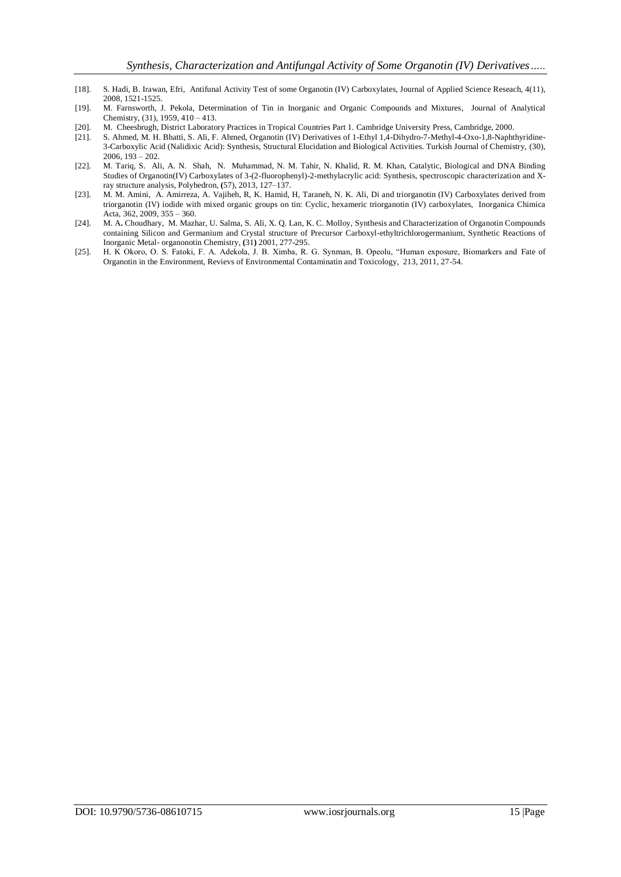[18]. S. Hadi, B. Irawan, Efri, Antifunal Activity Test of some Organotin (IV) Carboxylates, Journal of Applied Science Reseach, 4(11), 2008, 1521-1525.

[19]. M. Farnsworth, J. Pekola, Determination of Tin in Inorganic and Organic Compounds and Mixtures, Journal of Analytical Chemistry, (31), 1959, 410 – 413.

[20]. M. Cheesbrugh, District Laboratory Practices in Tropical Countries Part 1. Cambridge University Press, Cambridge, 2000.

[21]. S. Ahmed, M. H. Bhatti, S. Ali, F. Ahmed, Organotin (IV) Derivatives of 1-Ethyl 1,4-Dihydro-7-Methyl-4-Oxo-1,8-Naphthyridine-3-Carboxylic Acid (Nalidixic Acid): Synthesis, Structural Elucidation and Biological Activities. Turkish Journal of Chemistry, (30), 2006, 193 – 202.

[22]. M. Tariq, S. Ali, A. N. Shah, N. Muhammad, N. M. Tahir, N. Khalid, R. M. Khan, Catalytic, Biological and DNA Binding Studies of Organotin(IV) Carboxylates of 3-(2-fluorophenyl)-2-methylacrylic acid: Synthesis, spectroscopic characterization and X-ray structure analysis, Polyhedron, (57), 2013, 127–137.

[23]. M. M. Amini, A. Amirreza, A. Vajiheh, R, K. Hamid, H, Taraneh, N. K. Ali, Di and triorganotin (IV) Carboxylates derived from triorganotin (IV) iodide with mixed organic groups on tin: Cyclic, hexameric triorganotin (IV) carboxylates, Inorganica Chimica Acta, 362, 2009, 355 – 360.

[24]. M. A**.** Choudhary, M. Mazhar, U. Salma, S. Ali, X. Q. Lan, K. C. Molloy, Synthesis and Characterization of Organotin Compounds containing Silicon and Germanium and Crystal structure of Precursor Carboxyl-ethyltrichlorogermanium, Synthetic Reactions of Inorganic Metal- organonotin Chemistry, **(**31**)** 2001, 277-295.

[25]. H. K Okoro, O. S. Fatoki, F. A. Adekola, J. B. Ximba, R. G. Synman, B. Opeolu, "Human exposure, Biomarkers and Fate of Organotin in the Environment, Revievs of Environmental Contaminatin and Toxicology, 213, 2011, 27-54.